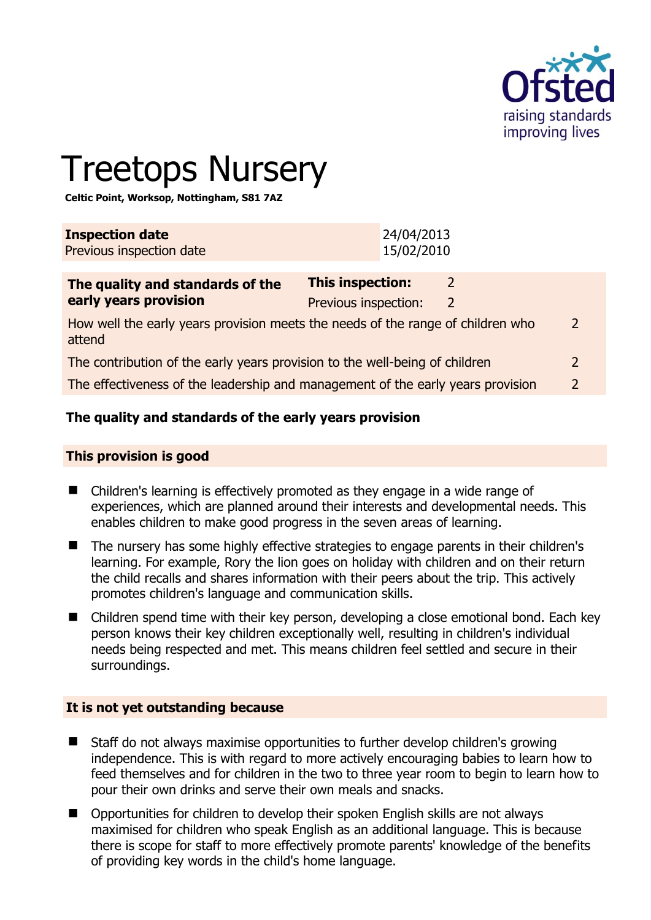# Treetops Nursery

**Celtic Point, Worksop, Nottingham, S81 7AZ**

| | |
|---|---|
| **Inspection date** | 24/04/2013 |
| Previous inspection date | 15/02/2010 |

| | | |
|---|---|---|
| **The quality and standards of the early years provision** | **This inspection:** | 2 |
| | Previous inspection: | 2 |
| How well the early years provision meets the needs of the range of children who attend | | 2 |
| The contribution of the early years provision to the well-being of children | | 2 |
| The effectiveness of the leadership and management of the early years provision | | 2 |

## The quality and standards of the early years provision

### This provision is good

- Children's learning is effectively promoted as they engage in a wide range of experiences, which are planned around their interests and developmental needs. This enables children to make good progress in the seven areas of learning.
- The nursery has some highly effective strategies to engage parents in their children's learning. For example, Rory the lion goes on holiday with children and on their return the child recalls and shares information with their peers about the trip. This actively promotes children's language and communication skills.
- Children spend time with their key person, developing a close emotional bond. Each key person knows their key children exceptionally well, resulting in children's individual needs being respected and met. This means children feel settled and secure in their surroundings.

### It is not yet outstanding because

- Staff do not always maximise opportunities to further develop children's growing independence. This is with regard to more actively encouraging babies to learn how to feed themselves and for children in the two to three year room to begin to learn how to pour their own drinks and serve their own meals and snacks.
- Opportunities for children to develop their spoken English skills are not always maximised for children who speak English as an additional language. This is because there is scope for staff to more effectively promote parents' knowledge of the benefits of providing key words in the child's home language.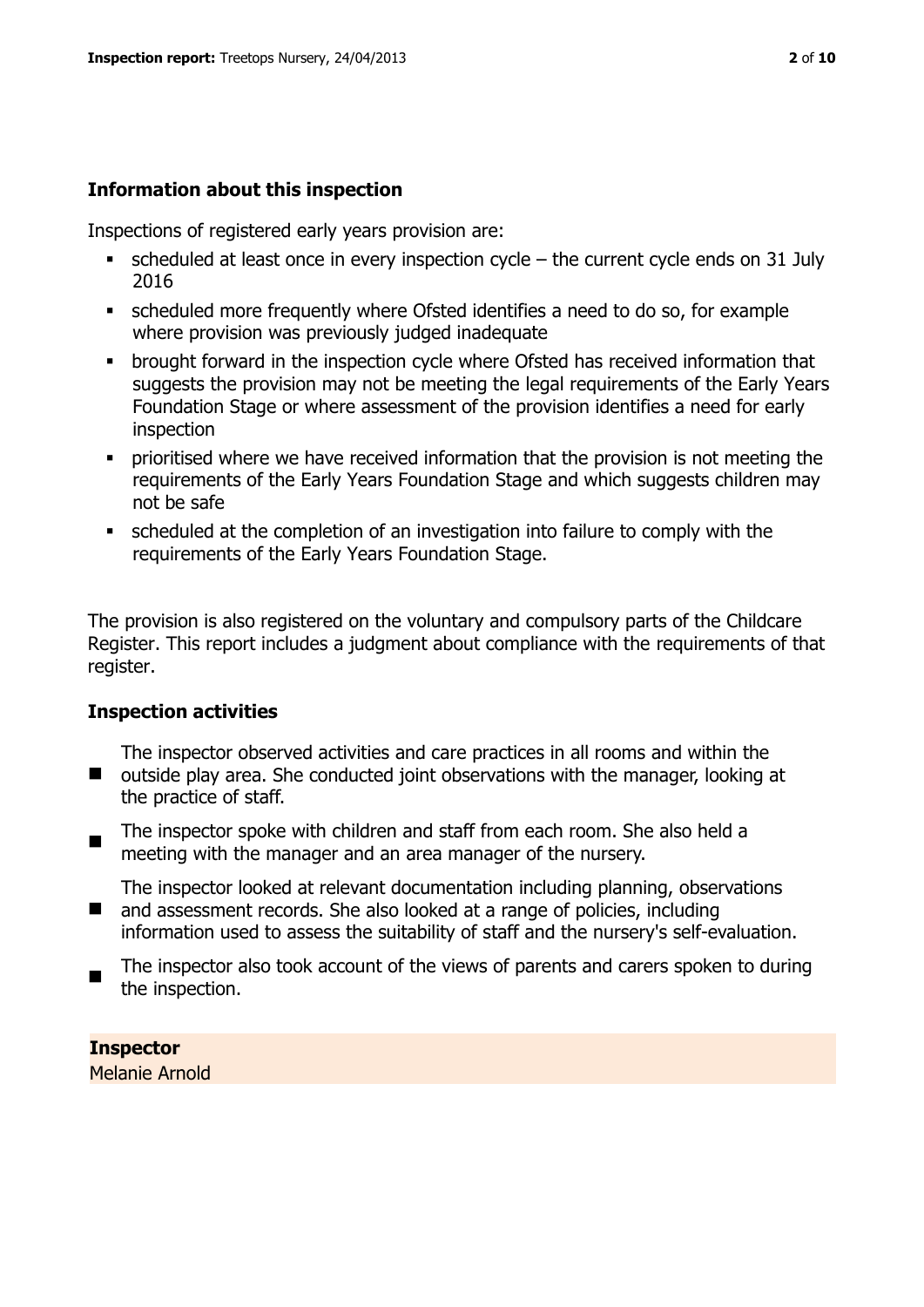## Information about this inspection

Inspections of registered early years provision are:

- scheduled at least once in every inspection cycle – the current cycle ends on 31 July 2016
- scheduled more frequently where Ofsted identifies a need to do so, for example where provision was previously judged inadequate
- brought forward in the inspection cycle where Ofsted has received information that suggests the provision may not be meeting the legal requirements of the Early Years Foundation Stage or where assessment of the provision identifies a need for early inspection
- prioritised where we have received information that the provision is not meeting the requirements of the Early Years Foundation Stage and which suggests children may not be safe
- scheduled at the completion of an investigation into failure to comply with the requirements of the Early Years Foundation Stage.

The provision is also registered on the voluntary and compulsory parts of the Childcare Register. This report includes a judgment about compliance with the requirements of that register.

## Inspection activities

- The inspector observed activities and care practices in all rooms and within the outside play area. She conducted joint observations with the manager, looking at the practice of staff.
- The inspector spoke with children and staff from each room. She also held a meeting with the manager and an area manager of the nursery.
- The inspector looked at relevant documentation including planning, observations and assessment records. She also looked at a range of policies, including information used to assess the suitability of staff and the nursery's self-evaluation.
- The inspector also took account of the views of parents and carers spoken to during the inspection.

**Inspector**
Melanie Arnold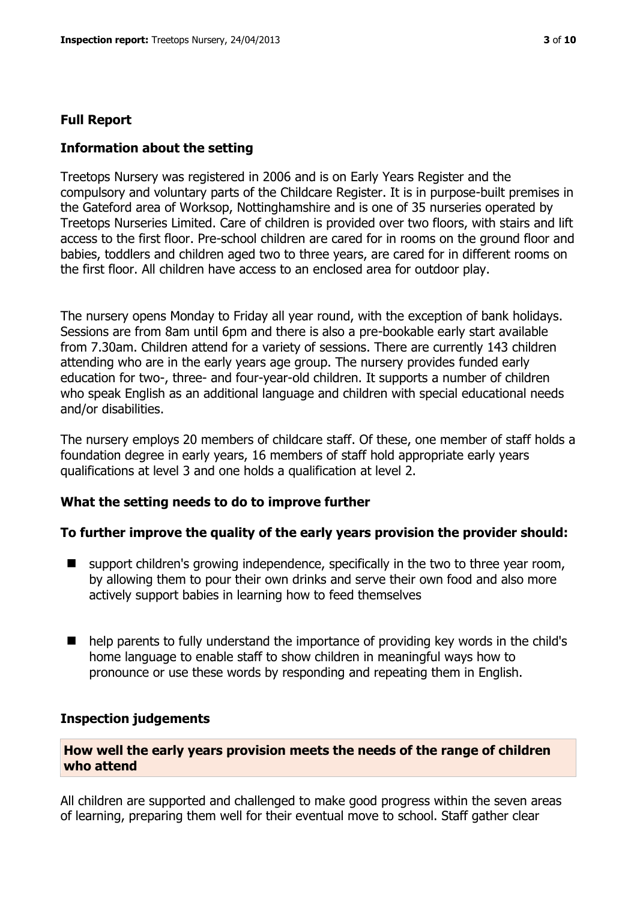## Full Report

### Information about the setting

Treetops Nursery was registered in 2006 and is on Early Years Register and the compulsory and voluntary parts of the Childcare Register. It is in purpose-built premises in the Gateford area of Worksop, Nottinghamshire and is one of 35 nurseries operated by Treetops Nurseries Limited. Care of children is provided over two floors, with stairs and lift access to the first floor. Pre-school children are cared for in rooms on the ground floor and babies, toddlers and children aged two to three years, are cared for in different rooms on the first floor. All children have access to an enclosed area for outdoor play.

The nursery opens Monday to Friday all year round, with the exception of bank holidays. Sessions are from 8am until 6pm and there is also a pre-bookable early start available from 7.30am. Children attend for a variety of sessions. There are currently 143 children attending who are in the early years age group. The nursery provides funded early education for two-, three- and four-year-old children. It supports a number of children who speak English as an additional language and children with special educational needs and/or disabilities.

The nursery employs 20 members of childcare staff. Of these, one member of staff holds a foundation degree in early years, 16 members of staff hold appropriate early years qualifications at level 3 and one holds a qualification at level 2.

### What the setting needs to do to improve further

### To further improve the quality of the early years provision the provider should:

- support children's growing independence, specifically in the two to three year room, by allowing them to pour their own drinks and serve their own food and also more actively support babies in learning how to feed themselves
- help parents to fully understand the importance of providing key words in the child's home language to enable staff to show children in meaningful ways how to pronounce or use these words by responding and repeating them in English.

### Inspection judgements

#### How well the early years provision meets the needs of the range of children who attend

All children are supported and challenged to make good progress within the seven areas of learning, preparing them well for their eventual move to school. Staff gather clear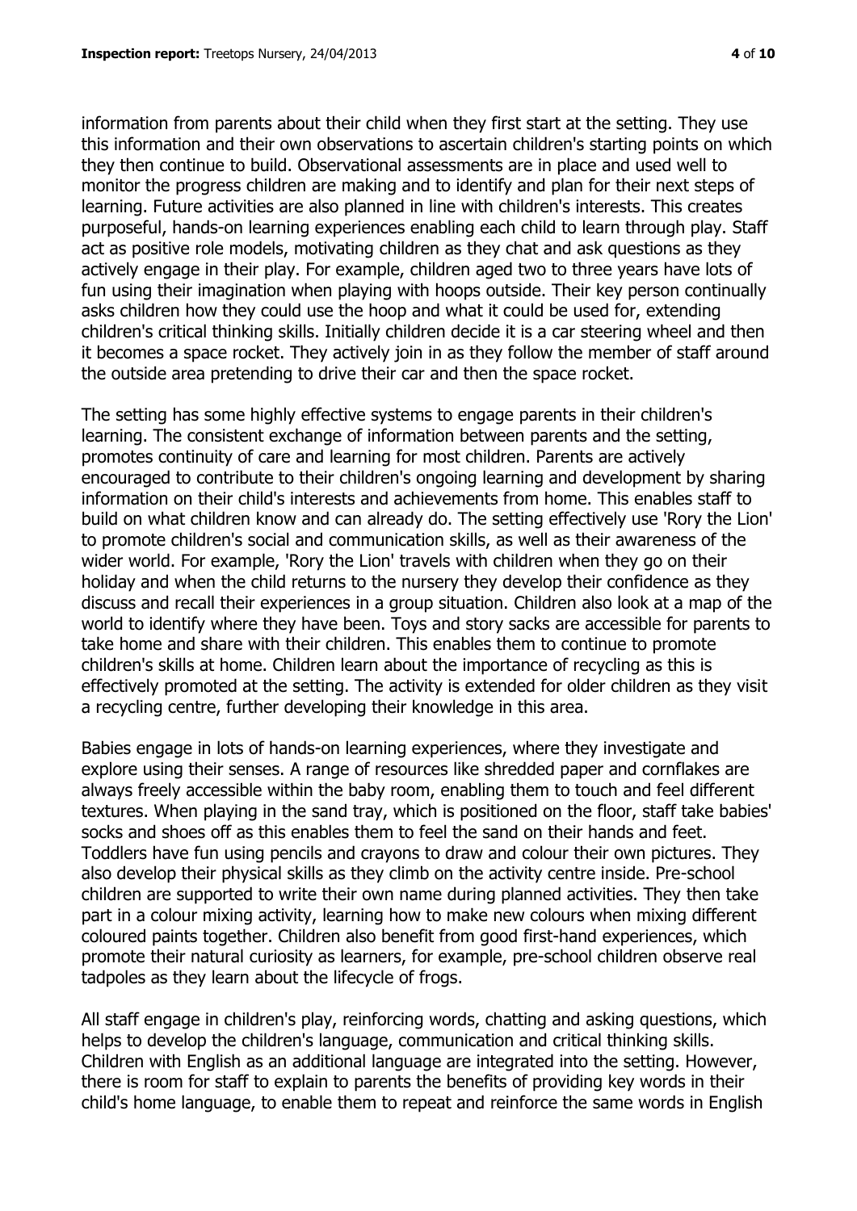information from parents about their child when they first start at the setting. They use this information and their own observations to ascertain children's starting points on which they then continue to build. Observational assessments are in place and used well to monitor the progress children are making and to identify and plan for their next steps of learning. Future activities are also planned in line with children's interests. This creates purposeful, hands-on learning experiences enabling each child to learn through play. Staff act as positive role models, motivating children as they chat and ask questions as they actively engage in their play. For example, children aged two to three years have lots of fun using their imagination when playing with hoops outside. Their key person continually asks children how they could use the hoop and what it could be used for, extending children's critical thinking skills. Initially children decide it is a car steering wheel and then it becomes a space rocket. They actively join in as they follow the member of staff around the outside area pretending to drive their car and then the space rocket.

The setting has some highly effective systems to engage parents in their children's learning. The consistent exchange of information between parents and the setting, promotes continuity of care and learning for most children. Parents are actively encouraged to contribute to their children's ongoing learning and development by sharing information on their child's interests and achievements from home. This enables staff to build on what children know and can already do. The setting effectively use 'Rory the Lion' to promote children's social and communication skills, as well as their awareness of the wider world. For example, 'Rory the Lion' travels with children when they go on their holiday and when the child returns to the nursery they develop their confidence as they discuss and recall their experiences in a group situation. Children also look at a map of the world to identify where they have been. Toys and story sacks are accessible for parents to take home and share with their children. This enables them to continue to promote children's skills at home. Children learn about the importance of recycling as this is effectively promoted at the setting. The activity is extended for older children as they visit a recycling centre, further developing their knowledge in this area.

Babies engage in lots of hands-on learning experiences, where they investigate and explore using their senses. A range of resources like shredded paper and cornflakes are always freely accessible within the baby room, enabling them to touch and feel different textures. When playing in the sand tray, which is positioned on the floor, staff take babies' socks and shoes off as this enables them to feel the sand on their hands and feet. Toddlers have fun using pencils and crayons to draw and colour their own pictures. They also develop their physical skills as they climb on the activity centre inside. Pre-school children are supported to write their own name during planned activities. They then take part in a colour mixing activity, learning how to make new colours when mixing different coloured paints together. Children also benefit from good first-hand experiences, which promote their natural curiosity as learners, for example, pre-school children observe real tadpoles as they learn about the lifecycle of frogs.

All staff engage in children's play, reinforcing words, chatting and asking questions, which helps to develop the children's language, communication and critical thinking skills. Children with English as an additional language are integrated into the setting. However, there is room for staff to explain to parents the benefits of providing key words in their child's home language, to enable them to repeat and reinforce the same words in English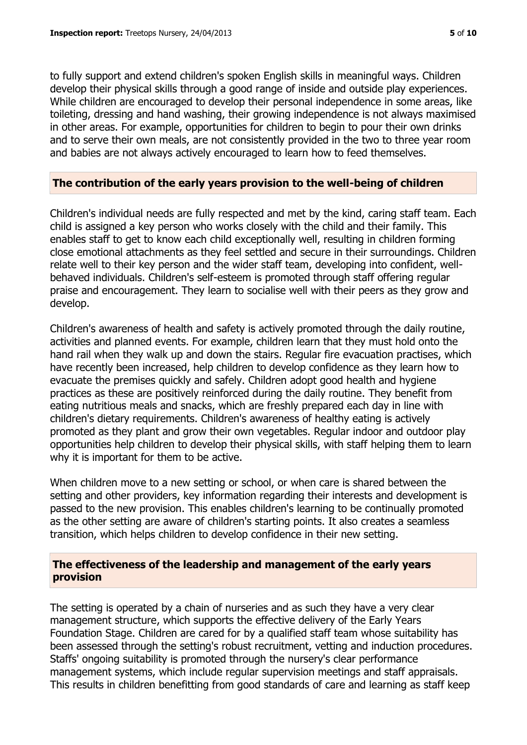to fully support and extend children's spoken English skills in meaningful ways. Children develop their physical skills through a good range of inside and outside play experiences. While children are encouraged to develop their personal independence in some areas, like toileting, dressing and hand washing, their growing independence is not always maximised in other areas. For example, opportunities for children to begin to pour their own drinks and to serve their own meals, are not consistently provided in the two to three year room and babies are not always actively encouraged to learn how to feed themselves.

## The contribution of the early years provision to the well-being of children

Children's individual needs are fully respected and met by the kind, caring staff team. Each child is assigned a key person who works closely with the child and their family. This enables staff to get to know each child exceptionally well, resulting in children forming close emotional attachments as they feel settled and secure in their surroundings. Children relate well to their key person and the wider staff team, developing into confident, well-behaved individuals. Children's self-esteem is promoted through staff offering regular praise and encouragement. They learn to socialise well with their peers as they grow and develop.

Children's awareness of health and safety is actively promoted through the daily routine, activities and planned events. For example, children learn that they must hold onto the hand rail when they walk up and down the stairs. Regular fire evacuation practises, which have recently been increased, help children to develop confidence as they learn how to evacuate the premises quickly and safely. Children adopt good health and hygiene practices as these are positively reinforced during the daily routine. They benefit from eating nutritious meals and snacks, which are freshly prepared each day in line with children's dietary requirements. Children's awareness of healthy eating is actively promoted as they plant and grow their own vegetables. Regular indoor and outdoor play opportunities help children to develop their physical skills, with staff helping them to learn why it is important for them to be active.

When children move to a new setting or school, or when care is shared between the setting and other providers, key information regarding their interests and development is passed to the new provision. This enables children's learning to be continually promoted as the other setting are aware of children's starting points. It also creates a seamless transition, which helps children to develop confidence in their new setting.

## The effectiveness of the leadership and management of the early years provision

The setting is operated by a chain of nurseries and as such they have a very clear management structure, which supports the effective delivery of the Early Years Foundation Stage. Children are cared for by a qualified staff team whose suitability has been assessed through the setting's robust recruitment, vetting and induction procedures. Staffs' ongoing suitability is promoted through the nursery's clear performance management systems, which include regular supervision meetings and staff appraisals. This results in children benefitting from good standards of care and learning as staff keep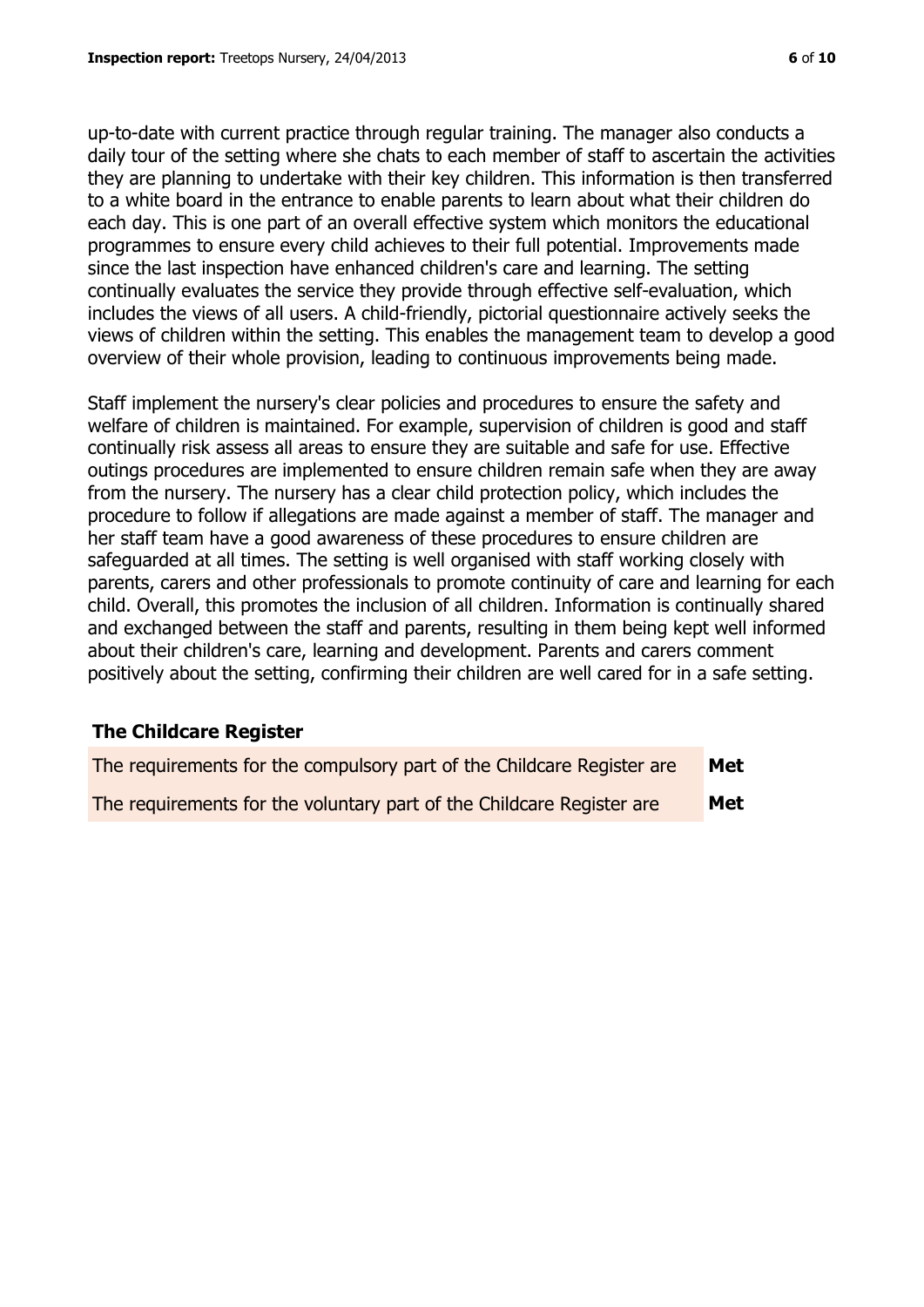up-to-date with current practice through regular training. The manager also conducts a daily tour of the setting where she chats to each member of staff to ascertain the activities they are planning to undertake with their key children. This information is then transferred to a white board in the entrance to enable parents to learn about what their children do each day. This is one part of an overall effective system which monitors the educational programmes to ensure every child achieves to their full potential. Improvements made since the last inspection have enhanced children's care and learning. The setting continually evaluates the service they provide through effective self-evaluation, which includes the views of all users. A child-friendly, pictorial questionnaire actively seeks the views of children within the setting. This enables the management team to develop a good overview of their whole provision, leading to continuous improvements being made.

Staff implement the nursery's clear policies and procedures to ensure the safety and welfare of children is maintained. For example, supervision of children is good and staff continually risk assess all areas to ensure they are suitable and safe for use. Effective outings procedures are implemented to ensure children remain safe when they are away from the nursery. The nursery has a clear child protection policy, which includes the procedure to follow if allegations are made against a member of staff. The manager and her staff team have a good awareness of these procedures to ensure children are safeguarded at all times. The setting is well organised with staff working closely with parents, carers and other professionals to promote continuity of care and learning for each child. Overall, this promotes the inclusion of all children. Information is continually shared and exchanged between the staff and parents, resulting in them being kept well informed about their children's care, learning and development. Parents and carers comment positively about the setting, confirming their children are well cared for in a safe setting.

## The Childcare Register

| | |
|---|---|
| The requirements for the compulsory part of the Childcare Register are | **Met** |
| The requirements for the voluntary part of the Childcare Register are | **Met** |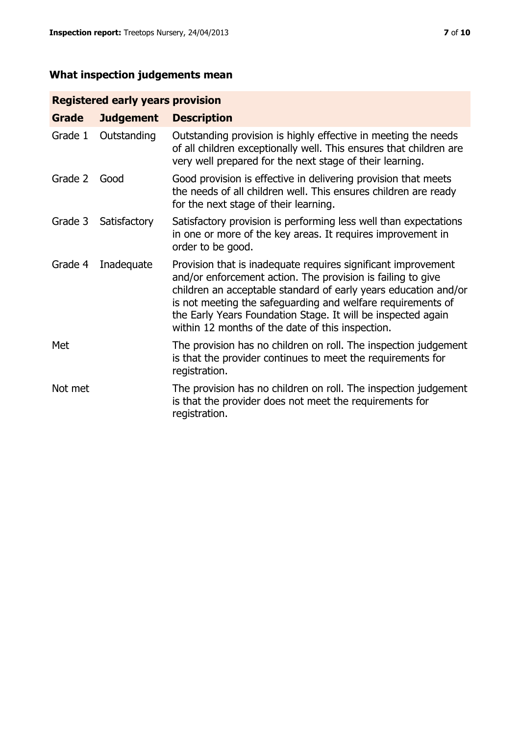## What inspection judgements mean

| Registered early years provision | | |
|---|---|---|
| **Grade** | **Judgement** | **Description** |
| Grade 1 | Outstanding | Outstanding provision is highly effective in meeting the needs of all children exceptionally well. This ensures that children are very well prepared for the next stage of their learning. |
| Grade 2 | Good | Good provision is effective in delivering provision that meets the needs of all children well. This ensures children are ready for the next stage of their learning. |
| Grade 3 | Satisfactory | Satisfactory provision is performing less well than expectations in one or more of the key areas. It requires improvement in order to be good. |
| Grade 4 | Inadequate | Provision that is inadequate requires significant improvement and/or enforcement action. The provision is failing to give children an acceptable standard of early years education and/or is not meeting the safeguarding and welfare requirements of the Early Years Foundation Stage. It will be inspected again within 12 months of the date of this inspection. |
| Met | | The provision has no children on roll. The inspection judgement is that the provider continues to meet the requirements for registration. |
| Not met | | The provision has no children on roll. The inspection judgement is that the provider does not meet the requirements for registration. |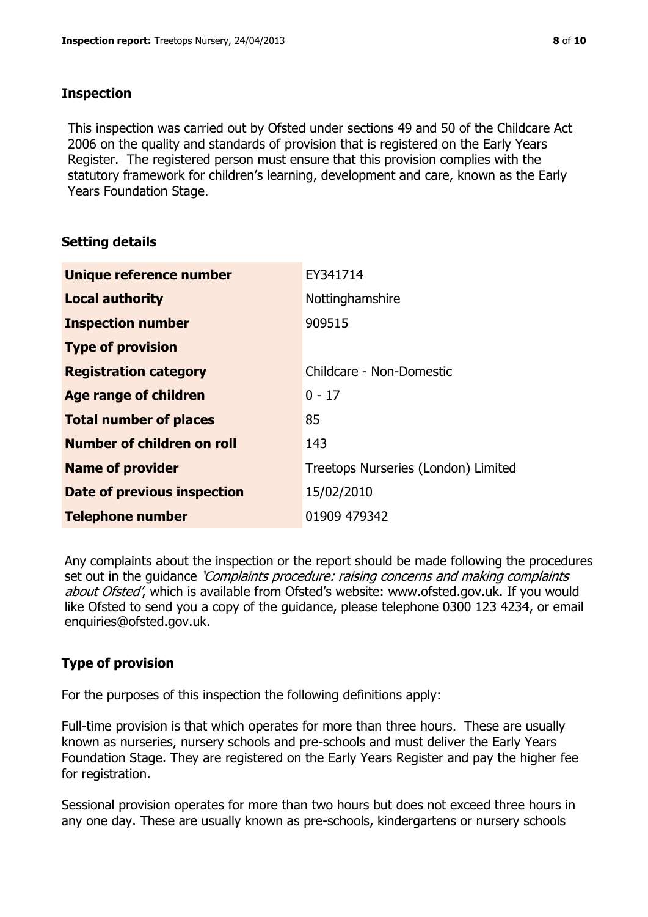## Inspection

This inspection was carried out by Ofsted under sections 49 and 50 of the Childcare Act 2006 on the quality and standards of provision that is registered on the Early Years Register. The registered person must ensure that this provision complies with the statutory framework for children's learning, development and care, known as the Early Years Foundation Stage.

## Setting details

| | |
|---|---|
| **Unique reference number** | EY341714 |
| **Local authority** | Nottinghamshire |
| **Inspection number** | 909515 |
| **Type of provision** | |
| **Registration category** | Childcare - Non-Domestic |
| **Age range of children** | 0 - 17 |
| **Total number of places** | 85 |
| **Number of children on roll** | 143 |
| **Name of provider** | Treetops Nurseries (London) Limited |
| **Date of previous inspection** | 15/02/2010 |
| **Telephone number** | 01909 479342 |

Any complaints about the inspection or the report should be made following the procedures set out in the guidance *'Complaints procedure: raising concerns and making complaints about Ofsted'*, which is available from Ofsted's website: www.ofsted.gov.uk. If you would like Ofsted to send you a copy of the guidance, please telephone 0300 123 4234, or email enquiries@ofsted.gov.uk.

## Type of provision

For the purposes of this inspection the following definitions apply:

Full-time provision is that which operates for more than three hours. These are usually known as nurseries, nursery schools and pre-schools and must deliver the Early Years Foundation Stage. They are registered on the Early Years Register and pay the higher fee for registration.

Sessional provision operates for more than two hours but does not exceed three hours in any one day. These are usually known as pre-schools, kindergartens or nursery schools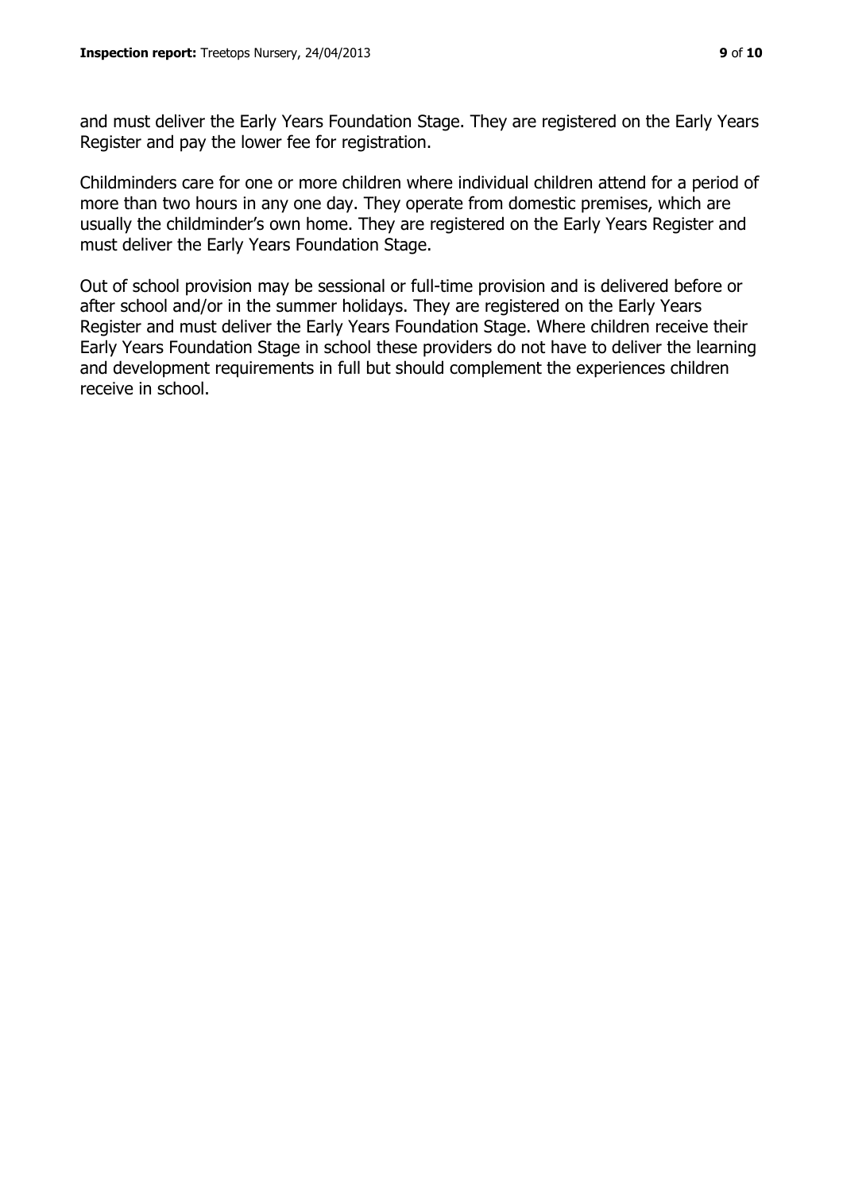and must deliver the Early Years Foundation Stage. They are registered on the Early Years Register and pay the lower fee for registration.

Childminders care for one or more children where individual children attend for a period of more than two hours in any one day. They operate from domestic premises, which are usually the childminder's own home. They are registered on the Early Years Register and must deliver the Early Years Foundation Stage.

Out of school provision may be sessional or full-time provision and is delivered before or after school and/or in the summer holidays. They are registered on the Early Years Register and must deliver the Early Years Foundation Stage. Where children receive their Early Years Foundation Stage in school these providers do not have to deliver the learning and development requirements in full but should complement the experiences children receive in school.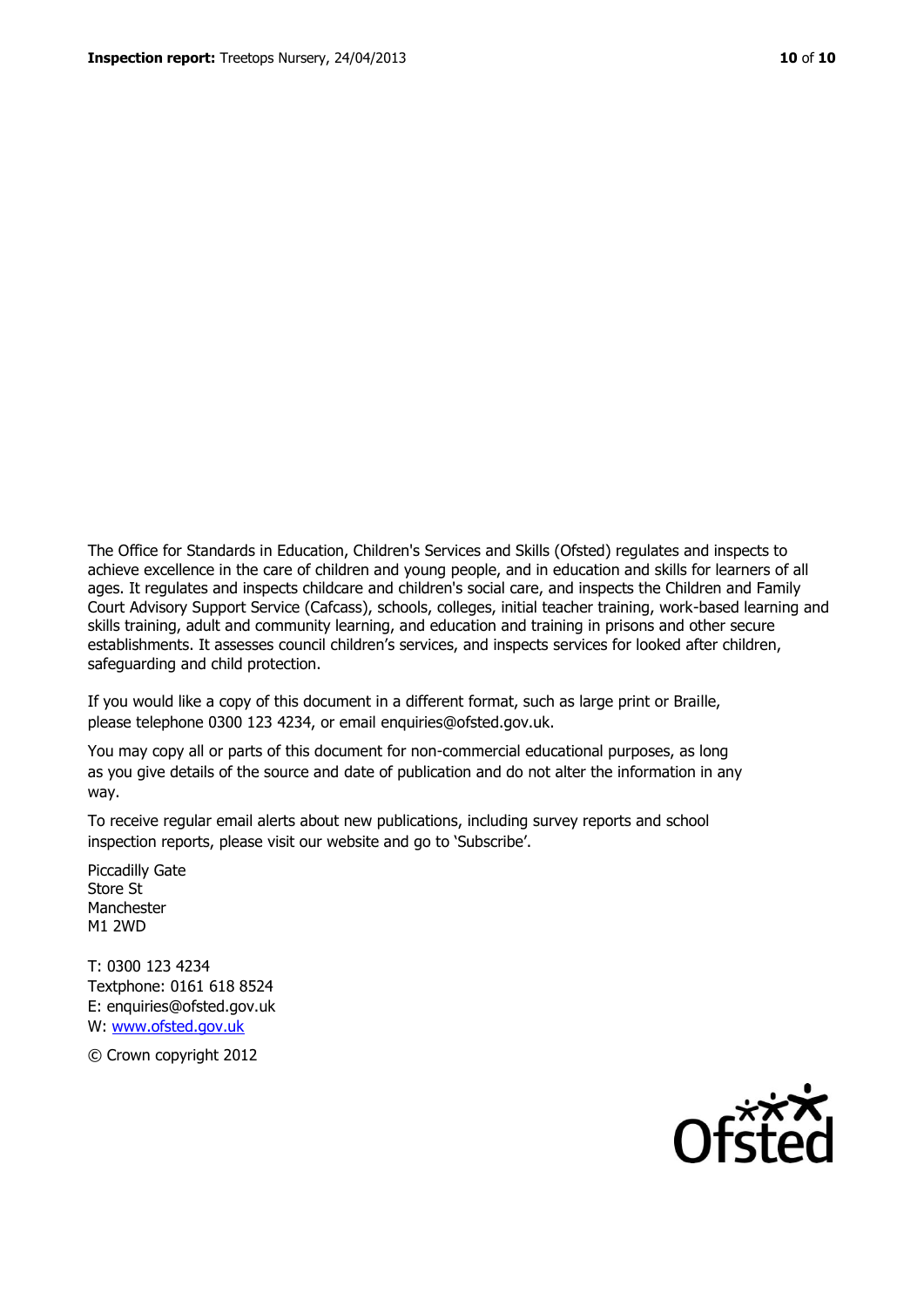The Office for Standards in Education, Children's Services and Skills (Ofsted) regulates and inspects to achieve excellence in the care of children and young people, and in education and skills for learners of all ages. It regulates and inspects childcare and children's social care, and inspects the Children and Family Court Advisory Support Service (Cafcass), schools, colleges, initial teacher training, work-based learning and skills training, adult and community learning, and education and training in prisons and other secure establishments. It assesses council children's services, and inspects services for looked after children, safeguarding and child protection.

If you would like a copy of this document in a different format, such as large print or Braille, please telephone 0300 123 4234, or email enquiries@ofsted.gov.uk.

You may copy all or parts of this document for non-commercial educational purposes, as long as you give details of the source and date of publication and do not alter the information in any way.

To receive regular email alerts about new publications, including survey reports and school inspection reports, please visit our website and go to 'Subscribe'.

Piccadilly Gate
Store St
Manchester
M1 2WD

T: 0300 123 4234
Textphone: 0161 618 8524
E: enquiries@ofsted.gov.uk
W: www.ofsted.gov.uk

© Crown copyright 2012

Ofsted